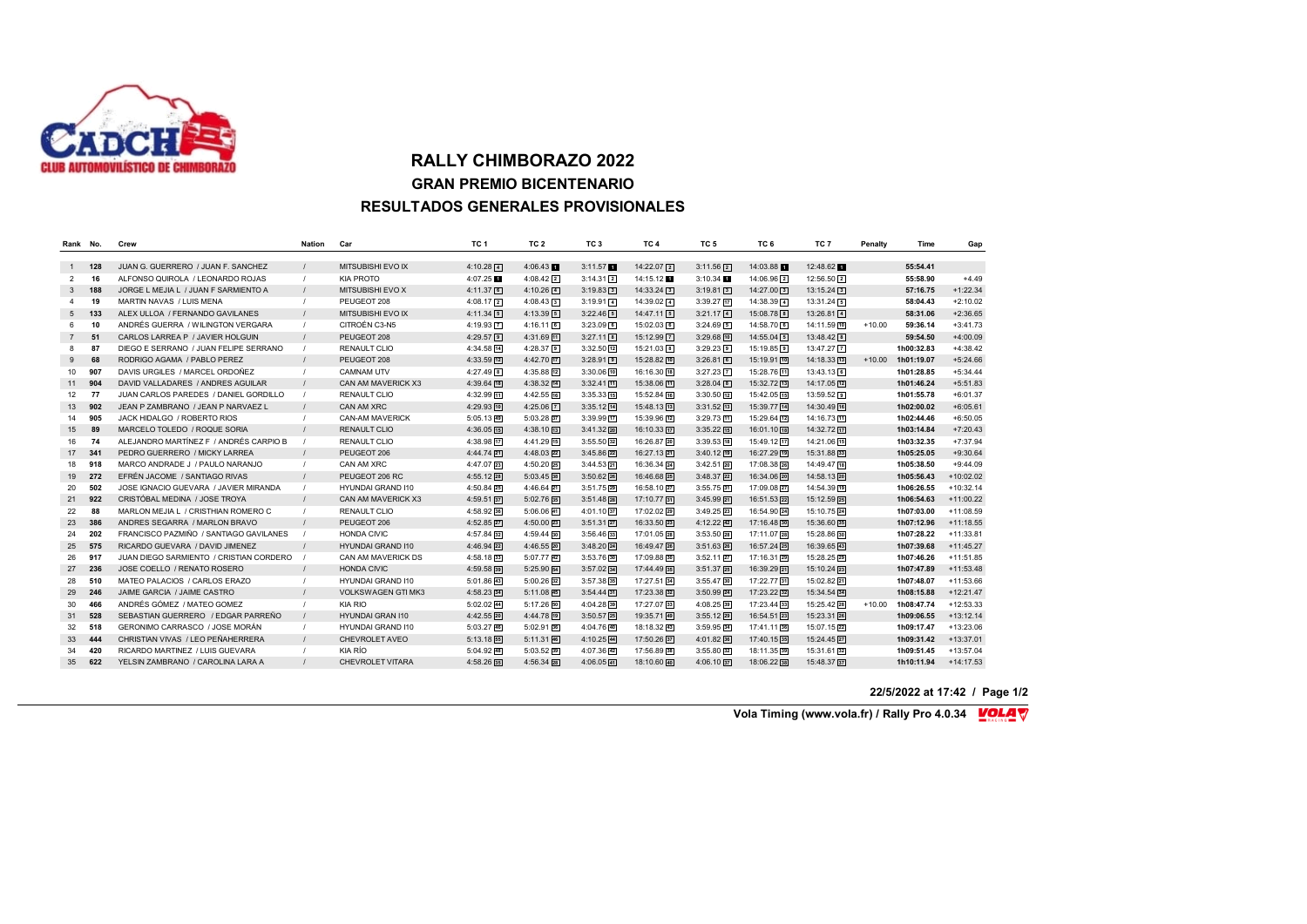# RALLY CHIMBORAZO 2022

## GRAN PREMIO BICENTENARIO

## RESULTADOS GENERALES PROVISIONALES

| Rank | No. | Crew | Nation | Car | TC 1 | TC 2 | TC 3 | TC 4 | TC 5 | TC 6 | TC 7 | Penalty | Time | Gap |
|---|---|---|---|---|---|---|---|---|---|---|---|---|---|---|
| 1 | 128 | JUAN G. GUERRERO / JUAN F. SANCHEZ | / | MITSUBISHI EVO IX | 4:10.28 4 | 4:06.43 1 | 3:11.57 1 | 14:22.07 2 | 3:11.56 2 | 14:03.88 1 | 12:48.62 1 | | 55:54.41 | |
| 2 | 16 | ALFONSO QUIROLA / LEONARDO ROJAS | / | KIA PROTO | 4:07.25 1 | 4:08.42 2 | 3:14.31 2 | 14:15.12 1 | 3:10.34 1 | 14:06.96 2 | 12:56.50 2 | | 55:58.90 | +4.49 |
| 3 | 188 | JORGE L MEJIA L / JUAN F SARMIENTO A | / | MITSUBISHI EVO X | 4:11.37 6 | 4:10.26 4 | 3:19.83 3 | 14:33.24 3 | 3:19.81 3 | 14:27.00 3 | 13:15.24 3 | | 57:16.75 | +1:22.34 |
| 4 | 19 | MARTIN NAVAS / LUIS MENA | / | PEUGEOT 208 | 4:08.17 2 | 4:08.43 3 | 3:19.91 4 | 14:39.02 4 | 3:39.27 17 | 14:38.39 4 | 13:31.24 5 | | 58:04.43 | +2:10.02 |
| 5 | 133 | ALEX ULLOA / FERNANDO GAVILANES | / | MITSUBISHI EVO IX | 4:11.34 5 | 4:13.39 5 | 3:22.46 5 | 14:47.11 5 | 3:21.17 4 | 15:08.78 8 | 13:26.81 4 | | 58:31.06 | +2:36.65 |
| 6 | 10 | ANDRÉS GUERRA / WILINGTON VERGARA | / | CITROËN C3-N5 | 4:19.93 7 | 4:16.11 6 | 3:23.09 6 | 15:02.03 6 | 3:24.69 5 | 14:58.70 6 | 14:11.59 10 | +10.00 | 59:36.14 | +3:41.73 |
| 7 | 51 | CARLOS LARREA P / JAVIER HOLGUIN | / | PEUGEOT 208 | 4:29.57 9 | 4:31.69 11 | 3:27.11 8 | 15:12.99 7 | 3:29.68 10 | 14:55.04 5 | 13:48.42 8 | | 59:54.50 | +4:00.09 |
| 8 | 87 | DIEGO E SERRANO / JUAN FELIPE SERRANO | / | RENAULT CLIO | 4:34.58 14 | 4:28.37 9 | 3:32.50 12 | 15:21.03 8 | 3:29.23 9 | 15:19.85 9 | 13:47.27 7 | | 1h00:32.83 | +4:38.42 |
| 9 | 68 | RODRIGO AGAMA / PABLO PEREZ | / | PEUGEOT 208 | 4:33.59 13 | 4:42.70 17 | 3:28.91 9 | 15:28.82 10 | 3:26.81 6 | 15:19.91 10 | 14:18.33 13 | +10.00 | 1h01:19.07 | +5:24.66 |
| 10 | 907 | DAVIS URGILES / MARCEL ORDOÑEZ | / | CAMNAM UTV | 4:27.49 8 | 4:35.88 12 | 3:30.06 10 | 16:16.30 16 | 3:27.23 7 | 15:28.76 11 | 13:43.13 6 | | 1h01:28.85 | +5:34.44 |
| 11 | 904 | DAVID VALLADARES / ANDRES AGUILAR | / | CAN AM MAVERICK X3 | 4:39.64 18 | 4:38.32 14 | 3:32.41 11 | 15:38.06 11 | 3:28.04 8 | 15:32.72 13 | 14:17.05 12 | | 1h01:46.24 | +5:51.83 |
| 12 | 77 | JUAN CARLOS PAREDES / DANIEL GORDILLO | / | RENAULT CLIO | 4:32.99 11 | 4:42.55 16 | 3:35.33 15 | 15:52.84 16 | 3:30.50 12 | 15:42.05 15 | 13:59.52 9 | | 1h01:55.78 | +6:01.37 |
| 13 | 902 | JEAN P ZAMBRANO / JEAN P NARVAEZ L | / | CAN AM XRC | 4:29.93 10 | 4:25.06 7 | 3:35.12 14 | 15:48.13 13 | 3:31.52 13 | 15:39.77 14 | 14:30.49 16 | | 1h02:00.02 | +6:05.61 |
| 14 | 905 | JACK HIDALGO / ROBERTO RIOS | / | CAN-AM MAVERICK | 5:05.13 49 | 5:03.28 37 | 3:39.99 17 | 15:39.96 12 | 3:29.73 11 | 15:29.64 12 | 14:16.73 11 | | 1h02:44.46 | +6:50.05 |
| 15 | 89 | MARCELO TOLEDO / ROQUE SORIA | / | RENAULT CLIO | 4:36.05 15 | 4:38.10 13 | 3:41.32 20 | 16:10.33 17 | 3:35.22 15 | 16:01.10 16 | 14:32.72 17 | | 1h03:14.84 | +7:20.43 |
| 16 | 74 | ALEJANDRO MARTÍNEZ F / ANDRÉS CARPIO B | / | RENAULT CLIO | 4:38.98 17 | 4:41.29 15 | 3:55.50 32 | 16:26.87 20 | 3:39.53 18 | 15:49.12 17 | 14:21.06 15 | | 1h03:32.35 | +7:37.94 |
| 17 | 341 | PEDRO GUERRERO / MICKY LARREA | / | PEUGEOT 206 | 4:44.74 21 | 4:48.03 22 | 3:45.86 22 | 16:27.13 21 | 3:40.12 19 | 16:27.29 19 | 15:31.88 33 | | 1h05:25.05 | +9:30.64 |
| 18 | 918 | MARCO ANDRADE J / PAULO NARANJO | / | CAN AM XRC | 4:47.07 23 | 4:50.20 26 | 3:44.53 21 | 16:36.34 24 | 3:42.51 20 | 17:08.38 26 | 14:49.47 18 | | 1h05:38.50 | +9:44.09 |
| 19 | 272 | EFRÉN JACOME / SANTIAGO RIVAS | / | PEUGEOT 206 RC | 4:55.12 28 | 5:03.45 38 | 3:50.62 26 | 16:46.68 26 | 3:48.37 22 | 16:34.06 20 | 14:58.13 20 | | 1h05:56.43 | +10:02.02 |
| 20 | 502 | JOSE IGNACIO GUEVARA / JAVIER MIRANDA | / | HYUNDAI GRAND I10 | 4:50.84 25 | 4:46.64 21 | 3:51.75 29 | 16:58.10 27 | 3:55.75 31 | 17:09.08 27 | 14:54.39 19 | | 1h06:26.55 | +10:32.14 |
| 21 | 922 | CRISTÓBAL MEDINA / JOSE TROYA | / | CAN AM MAVERICK X3 | 4:59.51 37 | 5:02.76 35 | 3:51.48 28 | 17:10.77 31 | 3:45.99 21 | 16:51.53 22 | 15:12.59 25 | | 1h06:54.63 | +11:00.22 |
| 22 | 88 | MARLON MEJIA L / CRISTHIAN ROMERO C | / | RENAULT CLIO | 4:58.92 36 | 5:06.06 41 | 4:01.10 37 | 17:02.02 29 | 3:49.25 23 | 16:54.90 24 | 15:10.75 24 | | 1h07:03.00 | +11:08.59 |
| 23 | 386 | ANDRES SEGARRA / MARLON BRAVO | / | PEUGEOT 206 | 4:52.85 27 | 4:50.00 23 | 3:51.31 27 | 16:33.50 23 | 4:12.22 47 | 17:16.48 30 | 15:36.60 35 | | 1h07:12.96 | +11:18.55 |
| 24 | 202 | FRANCISCO PAZMIÑO / SANTIAGO GAVILANES | / | HONDA CIVIC | 4:57.84 32 | 4:59.44 30 | 3:56.46 33 | 17:01.05 28 | 3:53.50 28 | 17:11.07 28 | 15:28.86 30 | | 1h07:28.22 | +11:33.81 |
| 25 | 575 | RICARDO GUEVARA / DAVID JIMENEZ | / | HYUNDAI GRAND I10 | 4:46.94 22 | 4:46.55 20 | 3:48.20 24 | 16:49.47 26 | 3:51.63 26 | 16:57.24 25 | 16:39.65 43 | | 1h07:39.68 | +11:45.27 |
| 26 | 917 | JUAN DIEGO SARMIENTO / CRISTIAN CORDERO | / | CAN AM MAVERICK DS | 4:58.18 33 | 5:07.77 42 | 3:53.76 30 | 17:09.88 30 | 3:52.11 27 | 17:16.31 29 | 15:28.25 29 | | 1h07:46.26 | +11:51.85 |
| 27 | 236 | JOSE COELLO / RENATO ROSERO | / | HONDA CIVIC | 4:59.58 38 | 5:25.90 54 | 3:57.02 34 | 17:44.49 35 | 3:51.37 25 | 16:39.29 21 | 15:10.24 23 | | 1h07:47.89 | +11:53.48 |
| 28 | 510 | MATEO PALACIOS / CARLOS ERAZO | / | HYUNDAI GRAND I10 | 5:01.86 43 | 5:00.26 32 | 3:57.38 35 | 17:27.51 34 | 3:55.47 30 | 17:22.77 31 | 15:02.82 21 | | 1h07:48.07 | +11:53.66 |
| 29 | 246 | JAIME GARCIA / JAIME CASTRO | / | VOLKSWAGEN GTI MK3 | 4:58.23 34 | 5:11.08 46 | 3:54.44 31 | 17:23.38 32 | 3:50.99 24 | 17:23.22 32 | 15:34.54 34 | | 1h08:15.88 | +12:21.47 |
| 30 | 466 | ANDRÉS GÓMEZ / MATEO GOMEZ | / | KIA RIO | 5:02.02 44 | 5:17.26 50 | 4:04.28 39 | 17:27.07 33 | 4:08.25 39 | 17:23.44 33 | 15:25.42 28 | +10.00 | 1h08:47.74 | +12:53.33 |
| 31 | 528 | SEBASTIAN GUERRERO / EDGAR PARREÑO | / | HYUNDAI GRAN I10 | 4:42.55 20 | 4:44.78 19 | 3:50.57 25 | 19:35.71 49 | 3:55.12 29 | 16:54.51 23 | 15:23.31 26 | | 1h09:06.55 | +13:12.14 |
| 32 | 518 | GERONIMO CARRASCO / JOSE MORÁN | / | HYUNDAI GRAND I10 | 5:03.27 46 | 5:02.91 36 | 4:04.76 40 | 18:18.32 43 | 3:59.95 34 | 17:41.11 36 | 15:07.15 22 | | 1h09:17.47 | +13:23.06 |
| 33 | 444 | CHRISTIAN VIVAS / LEO PEÑAHERRERA | / | CHEVROLET AVEO | 5:13.18 55 | 5:11.31 48 | 4:10.25 44 | 17:50.26 37 | 4:01.82 36 | 17:40.15 35 | 15:24.45 27 | | 1h09:31.42 | +13:37.01 |
| 34 | 420 | RICARDO MARTINEZ / LUIS GUEVARA | / | KIA RÍO | 5:04.92 48 | 5:03.52 39 | 4:07.36 42 | 17:56.89 38 | 3:55.80 32 | 18:11.35 39 | 15:31.61 32 | | 1h09:51.45 | +13:57.04 |
| 35 | 622 | YELSIN ZAMBRANO / CAROLINA LARA A | / | CHEVROLET VITARA | 4:58.26 35 | 4:56.34 28 | 4:06.05 41 | 18:10.60 40 | 4:06.10 37 | 18:06.22 38 | 15:48.37 37 | | 1h10:11.94 | +14:17.53 |

22/5/2022 at 17:42 / Page 1/2

Vola Timing (www.vola.fr) / Rally Pro 4.0.34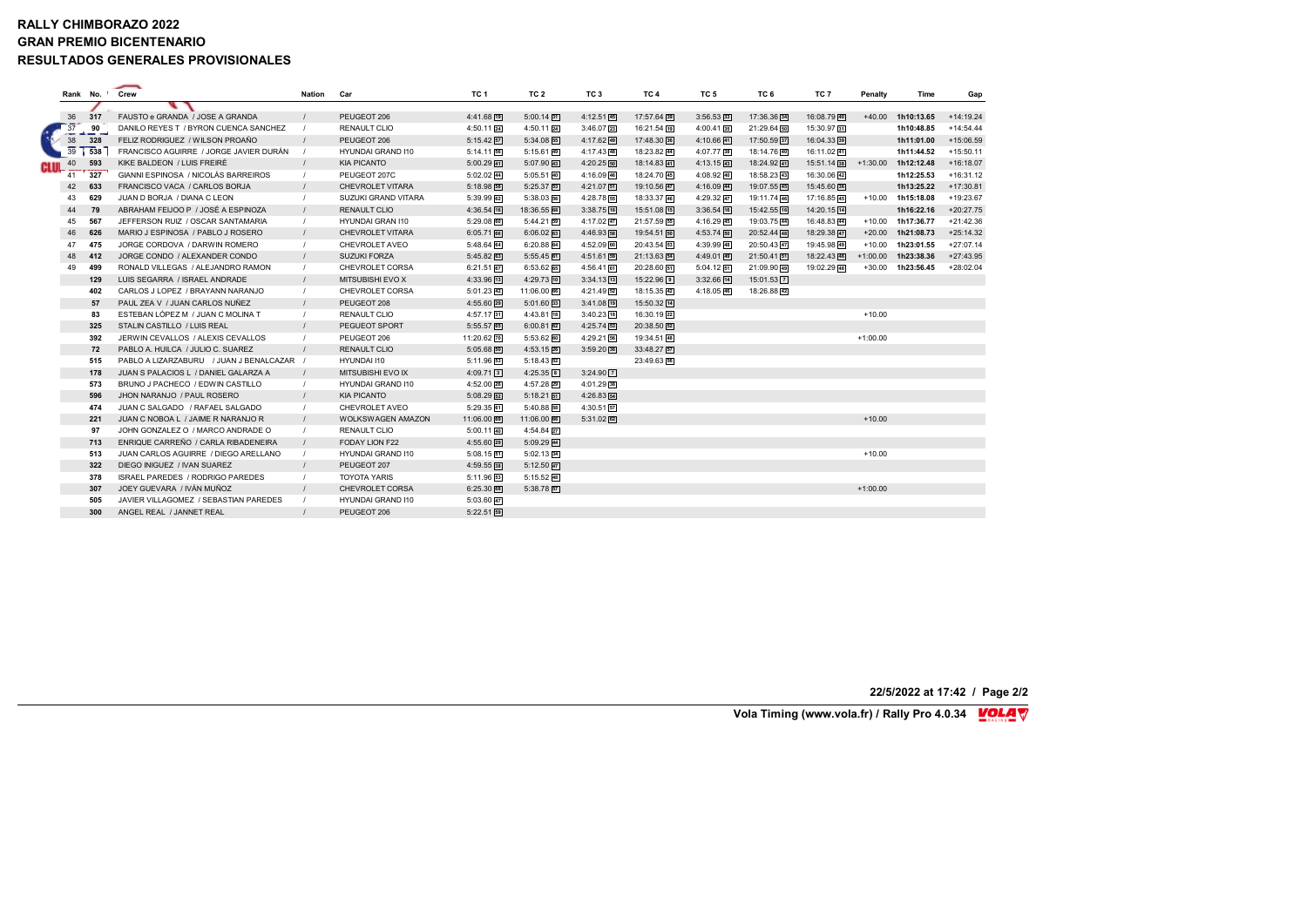# RALLY CHIMBORAZO 2022

## GRAN PREMIO BICENTENARIO

## RESULTADOS GENERALES PROVISIONALES

| Rank | No. | Crew | Nation | Car | TC 1 | TC 2 | TC 3 | TC 4 | TC 5 | TC 6 | TC 7 | Penalty | Time | Gap |
|---|---|---|---|---|---|---|---|---|---|---|---|---|---|---|
| 36 | 317 | FAUSTO e GRANDA / JOSE A GRANDA | / | PEUGEOT 206 | 4:41.68 | 5:00.14 | 4:12.51 | 17:57.64 | 3:56.53 | 17:36.36 | 16:08.79 | +40.00 | 1h10:13.65 | +14:19.24 |
| 37 | 90 | DANILO REYES T / BYRON CUENCA SANCHEZ | / | RENAULT CLIO | 4:50.11 | 4:50.11 | 3:46.07 | 16:21.54 | 4:00.41 | 21:29.64 | 15:30.97 | | 1h10:48.85 | +14:54.44 |
| 38 | 328 | FELIZ RODRIGUEZ / WILSON PROAÑO | / | PEUGEOT 206 | 5:15.42 | 5:34.08 | 4:17.62 | 17:48.30 | 4:10.66 | 17:50.59 | 16:04.33 | | 1h11:01.00 | +15:06.59 |
| 39 | 538 | FRANCISCO AGUIRRE / JORGE JAVIER DURÁN | / | HYUNDAI GRAND I10 | 5:14.11 | 5:15.61 | 4:17.43 | 18:23.82 | 4:07.77 | 18:14.76 | 16:11.02 | | 1h11:44.52 | +15:50.11 |
| 40 | 593 | KIKE BALDEON / LUIS FREIRÉ | / | KIA PICANTO | 5:00.29 | 5:07.90 | 4:20.25 | 18:14.83 | 4:13.15 | 18:24.92 | 15:51.14 | +1:30.00 | 1h12:12.48 | +16:18.07 |
| 41 | 327 | GIANNI ESPINOSA / NICOLÁS BARREIROS | / | PEUGEOT 207C | 5:02.02 | 5:05.51 | 4:16.09 | 18:24.70 | 4:08.92 | 18:58.23 | 16:30.06 | | 1h12:25.53 | +16:31.12 |
| 42 | 633 | FRANCISCO VACA / CARLOS BORJA | / | CHEVROLET VITARA | 5:18.98 | 5:25.37 | 4:21.07 | 19:10.56 | 4:16.09 | 19:07.55 | 15:45.60 | | 1h13:25.22 | +17:30.81 |
| 43 | 629 | JUAN D BORJA / DIANA C LEON | / | SUZUKI GRAND VITARA | 5:39.99 | 5:38.03 | 4:28.78 | 18:33.37 | 4:29.32 | 19:11.74 | 17:16.85 | +10.00 | 1h15:18.08 | +19:23.67 |
| 44 | 79 | ABRAHAM FEIJOO P / JOSÉ A ESPINOZA | / | RENAULT CLIO | 4:36.54 | 18:36.55 | 3:38.75 | 15:51.08 | 3:36.54 | 15:42.55 | 14:20.15 | | 1h16:22.16 | +20:27.75 |
| 45 | 567 | JEFFERSON RUIZ / OSCAR SANTAMARIA | / | HYUNDAI GRAN I10 | 5:29.08 | 5:44.21 | 4:17.02 | 21:57.59 | 4:16.29 | 19:03.75 | 16:48.83 | +10.00 | 1h17:36.77 | +21:42.36 |
| 46 | 626 | MARIO J ESPINOSA / PABLO J ROSERO | / | CHEVROLET VITARA | 6:05.71 | 6:06.02 | 4:46.93 | 19:54.51 | 4:53.74 | 20:52.44 | 18:29.38 | +20.00 | 1h21:08.73 | +25:14.32 |
| 47 | 475 | JORGE CORDOVA / DARWIN ROMERO | / | CHEVROLET AVEO | 5:48.64 | 6:20.88 | 4:52.09 | 20:43.54 | 4:39.99 | 20:50.43 | 19:45.98 | +10.00 | 1h23:01.55 | +27:07.14 |
| 48 | 412 | JORGE CONDO / ALEXANDER CONDO | / | SUZUKI FORZA | 5:45.82 | 5:55.45 | 4:51.61 | 21:13.63 | 4:49.01 | 21:50.41 | 18:22.43 | +1:00.00 | 1h23:38.36 | +27:43.95 |
| 49 | 499 | RONALD VILLEGAS / ALEJANDRO RAMON | / | CHEVROLET CORSA | 6:21.51 | 6:53.62 | 4:56.41 | 20:28.60 | 5:04.12 | 21:09.90 | 19:02.29 | +30.00 | 1h23:56.45 | +28:02.04 |
| | 129 | LUIS SEGARRA / ISRAEL ANDRADE | / | MITSUBISHI EVO X | 4:33.96 | 4:29.73 | 3:34.13 | 15:22.96 | 3:32.66 | 15:01.53 | | | | |
| | 402 | CARLOS J LOPEZ / BRAYANN NARANJO | / | CHEVROLET CORSA | 5:01.23 | 11:06.00 | 4:21.49 | 18:15.35 | 4:18.05 | 18:26.88 | | | | |
| | 57 | PAUL ZEA V / JUAN CARLOS NUÑEZ | / | PEUGEOT 208 | 4:55.60 | 5:01.60 | 3:41.08 | 15:50.32 | | | | | | |
| | 83 | ESTEBAN LÓPEZ M / JUAN C MOLINA T | / | RENAULT CLIO | 4:57.17 | 4:43.81 | 3:40.23 | 16:30.19 | | | | +10.00 | | |
| | 325 | STALIN CASTILLO / LUIS REAL | / | PEGUEOT SPORT | 5:55.57 | 6:00.81 | 4:25.74 | 20:38.50 | | | | | | |
| | 392 | JERWIN CEVALLOS / ALEXIS CEVALLOS | / | PEUGEOT 206 | 11:20.62 | 5:53.62 | 4:29.21 | 19:34.51 | | | | +1:00.00 | | |
| | 72 | PABLO A. HUILCA / JULIO C. SUAREZ | / | RENAULT CLIO | 5:05.68 | 4:53.15 | 3:59.20 | 33:48.27 | | | | | | |
| | 515 | PABLO A LIZARZABURU / JUAN J BENALCAZAR | / | HYUNDAI I10 | 5:11.96 | 5:18.43 | | 23:49.63 | | | | | | |
| | 178 | JUAN S PALACIOS L / DANIEL GALARZA A | / | MITSUBISHI EVO IX | 4:09.71 | 4:25.35 | 3:24.90 | | | | | | | |
| | 573 | BRUNO J PACHECO / EDWIN CASTILLO | / | HYUNDAI GRAND I10 | 4:52.00 | 4:57.28 | 4:01.29 | | | | | | | |
| | 596 | JHON NARANJO / PAUL ROSERO | / | KIA PICANTO | 5:08.29 | 5:18.21 | 4:26.83 | | | | | | | |
| | 474 | JUAN C SALGADO / RAFAEL SALGADO | / | CHEVROLET AVEO | 5:29.35 | 5:40.88 | 4:30.51 | | | | | | | |
| | 221 | JUAN C NOBOA L / JAIME R NARANJO R | / | WOLKSWAGEN AMAZON | 11:06.00 | 11:06.00 | 5:31.02 | | | | | +10.00 | | |
| | 97 | JOHN GONZALEZ O / MARCO ANDRADE O | / | RENAULT CLIO | 5:00.11 | 4:54.84 | | | | | | | | |
| | 713 | ENRIQUE CARREÑO / CARLA RIBADENEIRA | / | FODAY LION F22 | 4:55.60 | 5:09.29 | | | | | | | | |
| | 513 | JUAN CARLOS AGUIRRE / DIEGO ARELLANO | / | HYUNDAI GRAND I10 | 5:08.15 | 5:02.13 | | | | | | +10.00 | | |
| | 322 | DIEGO INIGUEZ / IVAN SUAREZ | / | PEUGEOT 207 | 4:59.55 | 5:12.50 | | | | | | | | |
| | 378 | ISRAEL PAREDES / RODRIGO PAREDES | / | TOYOTA YARIS | 5:11.96 | 5:15.52 | | | | | | | | |
| | 307 | JOEY GUEVARA / IVÁN MUÑOZ | / | CHEVROLET CORSA | 6:25.30 | 5:38.78 | | | | | | +1:00.00 | | |
| | 505 | JAVIER VILLAGOMEZ / SEBASTIAN PAREDES | / | HYUNDAI GRAND I10 | 5:03.60 | | | | | | | | | |
| | 300 | ANGEL REAL / JANNET REAL | / | PEUGEOT 206 | 5:22.51 | | | | | | | | | |

22/5/2022 at 17:42

Vola Timing (www.vola.fr) / Rally Pro 4.0.34